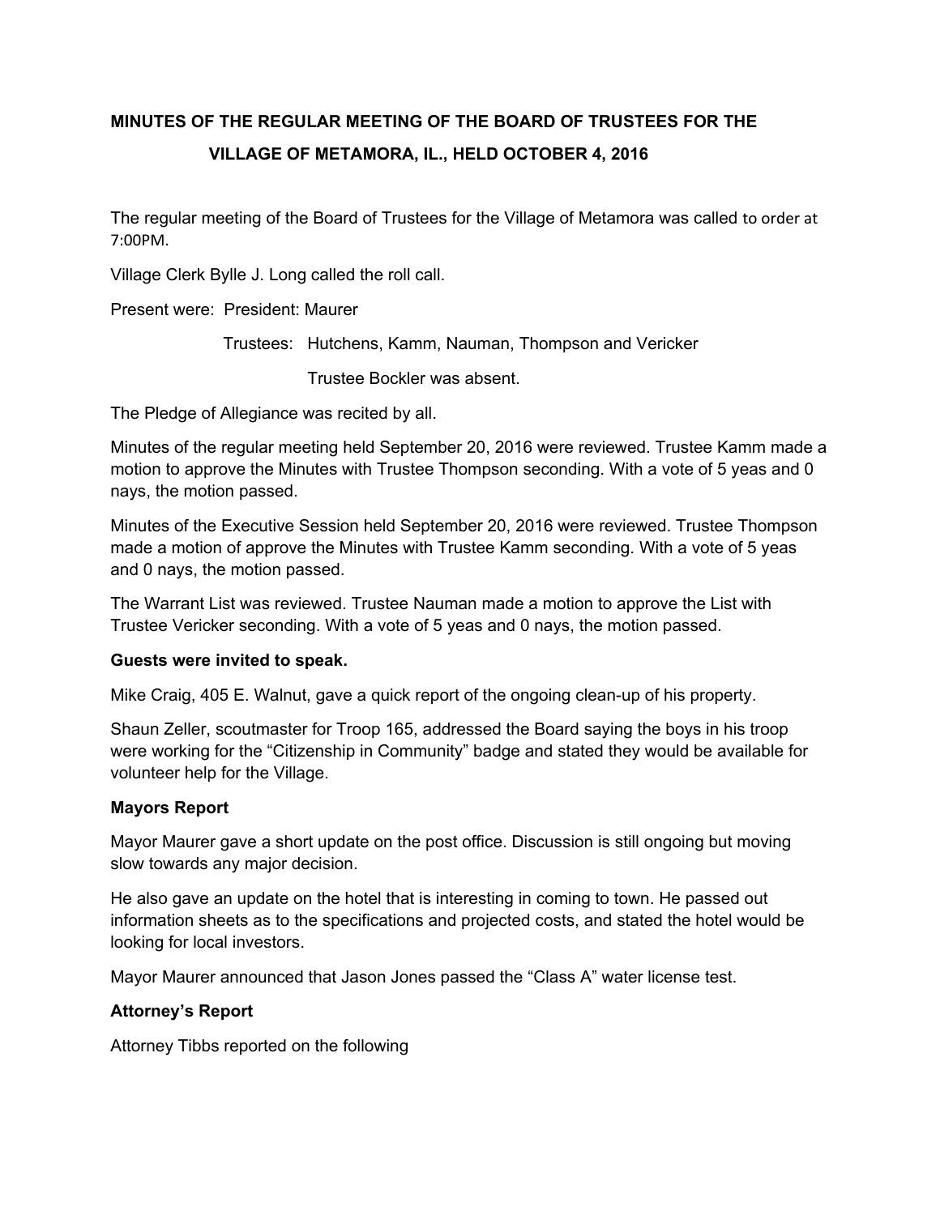**MINUTES OF THE REGULAR MEETING OF THE BOARD OF TRUSTEES FOR THE VILLAGE OF METAMORA, IL., HELD OCTOBER 4, 2016**

The regular meeting of the Board of Trustees for the Village of Metamora was called to order at 7:00PM.

Village Clerk Bylle J. Long called the roll call.

Present were: President: Maurer

Trustees: Hutchens, Kamm, Nauman, Thompson and Vericker

Trustee Bockler was absent.

The Pledge of Allegiance was recited by all.

Minutes of the regular meeting held September 20, 2016 were reviewed. Trustee Kamm made a motion to approve the Minutes with Trustee Thompson seconding. With a vote of 5 yeas and 0 nays, the motion passed.

Minutes of the Executive Session held September 20, 2016 were reviewed. Trustee Thompson made a motion of approve the Minutes with Trustee Kamm seconding. With a vote of 5 yeas and 0 nays, the motion passed.

The Warrant List was reviewed. Trustee Nauman made a motion to approve the List with Trustee Vericker seconding. With a vote of 5 yeas and 0 nays, the motion passed.

**Guests were invited to speak.**

Mike Craig, 405 E. Walnut, gave a quick report of the ongoing clean-up of his property.

Shaun Zeller, scoutmaster for Troop 165, addressed the Board saying the boys in his troop were working for the "Citizenship in Community" badge and stated they would be available for volunteer help for the Village.

**Mayors Report**

Mayor Maurer gave a short update on the post office. Discussion is still ongoing but moving slow towards any major decision.

He also gave an update on the hotel that is interesting in coming to town. He passed out information sheets as to the specifications and projected costs, and stated the hotel would be looking for local investors.

Mayor Maurer announced that Jason Jones passed the "Class A" water license test.

**Attorney's Report**

Attorney Tibbs reported on the following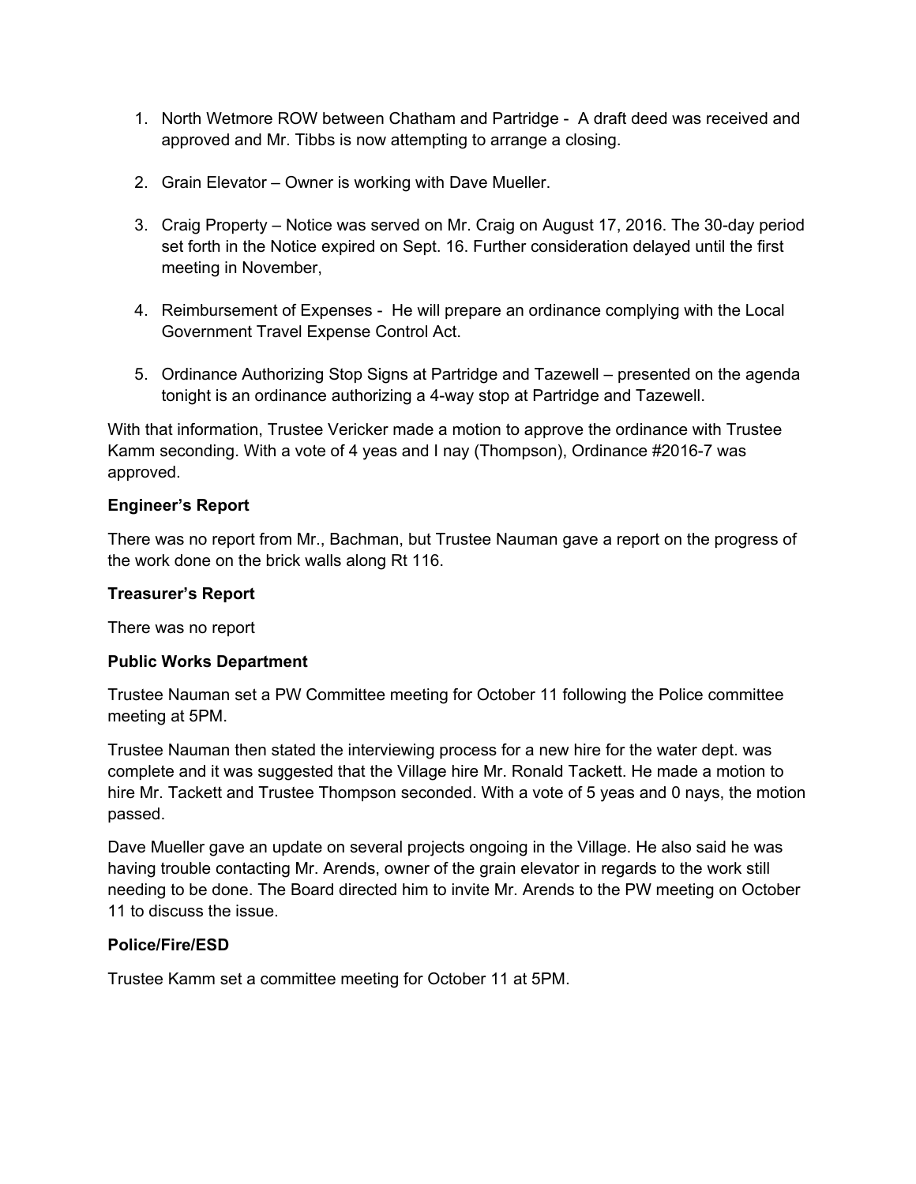1. North Wetmore ROW between Chatham and Partridge - A draft deed was received and approved and Mr. Tibbs is now attempting to arrange a closing.

2. Grain Elevator – Owner is working with Dave Mueller.

3. Craig Property – Notice was served on Mr. Craig on August 17, 2016. The 30-day period set forth in the Notice expired on Sept. 16. Further consideration delayed until the first meeting in November,

4. Reimbursement of Expenses - He will prepare an ordinance complying with the Local Government Travel Expense Control Act.

5. Ordinance Authorizing Stop Signs at Partridge and Tazewell – presented on the agenda tonight is an ordinance authorizing a 4-way stop at Partridge and Tazewell.

With that information, Trustee Vericker made a motion to approve the ordinance with Trustee Kamm seconding. With a vote of 4 yeas and I nay (Thompson), Ordinance #2016-7 was approved.

**Engineer's Report**

There was no report from Mr., Bachman, but Trustee Nauman gave a report on the progress of the work done on the brick walls along Rt 116.

**Treasurer's Report**

There was no report

**Public Works Department**

Trustee Nauman set a PW Committee meeting for October 11 following the Police committee meeting at 5PM.

Trustee Nauman then stated the interviewing process for a new hire for the water dept. was complete and it was suggested that the Village hire Mr. Ronald Tackett. He made a motion to hire Mr. Tackett and Trustee Thompson seconded. With a vote of 5 yeas and 0 nays, the motion passed.

Dave Mueller gave an update on several projects ongoing in the Village. He also said he was having trouble contacting Mr. Arends, owner of the grain elevator in regards to the work still needing to be done. The Board directed him to invite Mr. Arends to the PW meeting on October 11 to discuss the issue.

**Police/Fire/ESD**

Trustee Kamm set a committee meeting for October 11 at 5PM.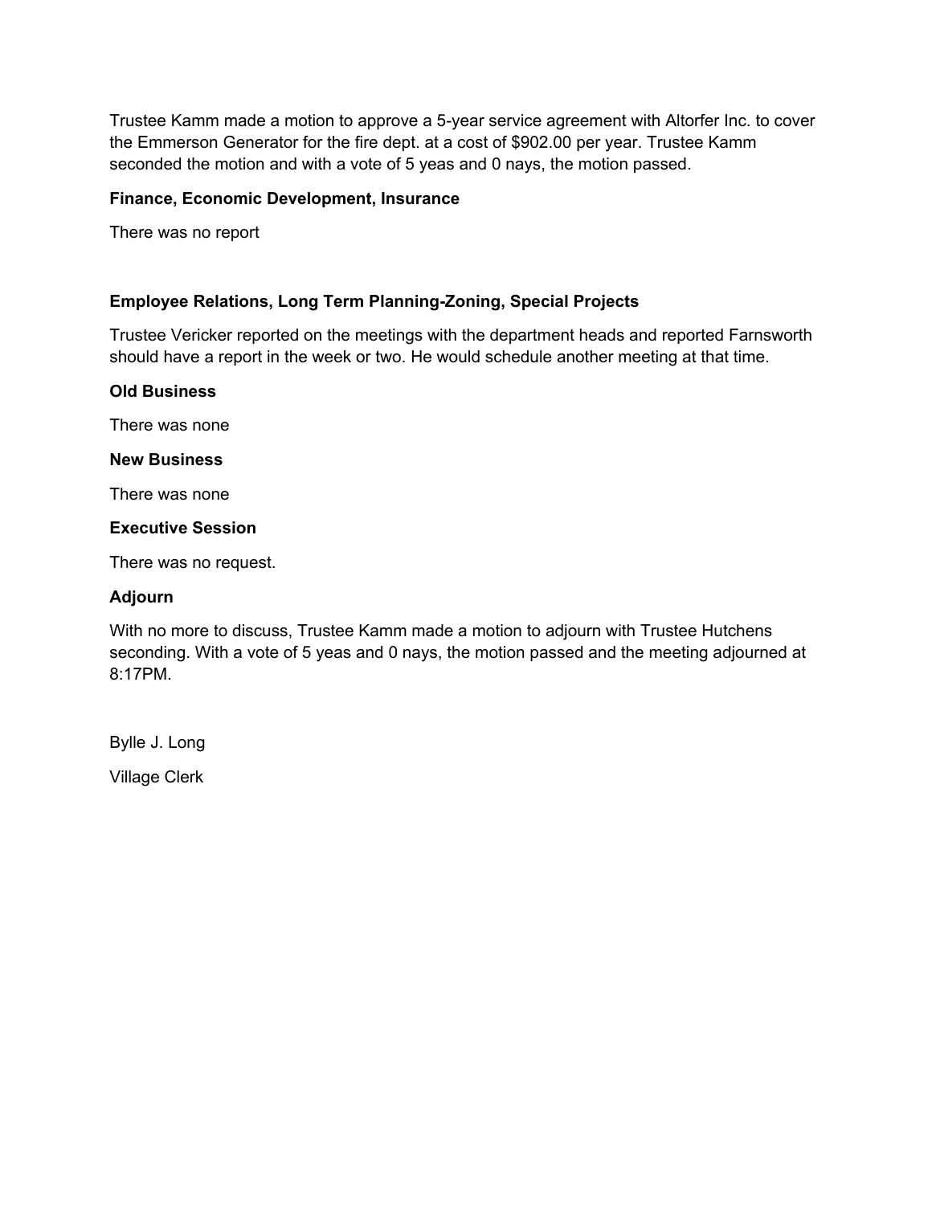Trustee Kamm made a motion to approve a 5-year service agreement with Altorfer Inc. to cover the Emmerson Generator for the fire dept. at a cost of $902.00 per year. Trustee Kamm seconded the motion and with a vote of 5 yeas and 0 nays, the motion passed.

**Finance, Economic Development, Insurance**

There was no report

**Employee Relations, Long Term Planning-Zoning, Special Projects**

Trustee Vericker reported on the meetings with the department heads and reported Farnsworth should have a report in the week or two. He would schedule another meeting at that time.

**Old Business**

There was none

**New Business**

There was none

**Executive Session**

There was no request.

**Adjourn**

With no more to discuss, Trustee Kamm made a motion to adjourn with Trustee Hutchens seconding. With a vote of 5 yeas and 0 nays, the motion passed and the meeting adjourned at 8:17PM.

Bylle J. Long

Village Clerk